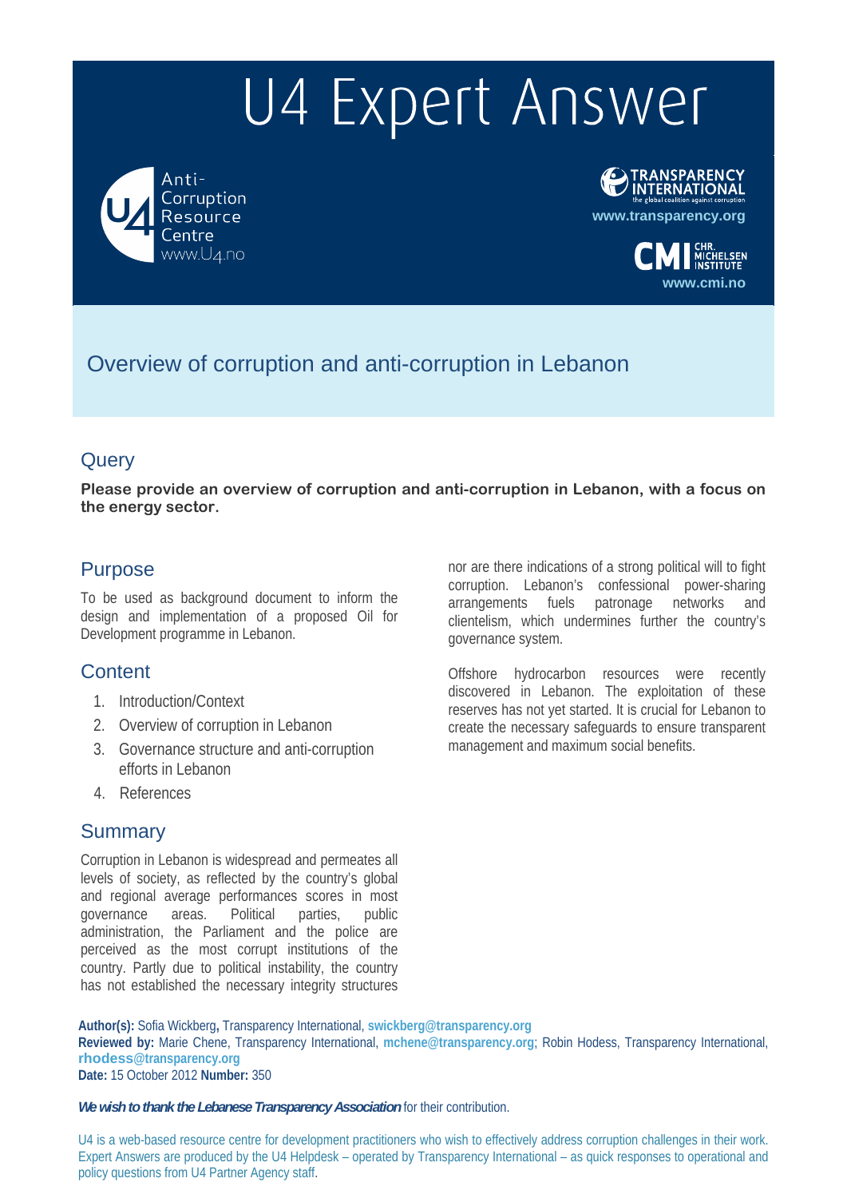# U4 Expert Answer

Anti-Corruption Resource Centre
www.U4.no

TRANSPARENCY INTERNATIONAL
the global coalition against corruption
www.transparency.org

CMI CHR. MICHELSEN INSTITUTE
www.cmi.no

## Overview of corruption and anti-corruption in Lebanon

## Query

**Please provide an overview of corruption and anti-corruption in Lebanon, with a focus on the energy sector.**

## Purpose

To be used as background document to inform the design and implementation of a proposed Oil for Development programme in Lebanon.

## Content

1. Introduction/Context
2. Overview of corruption in Lebanon
3. Governance structure and anti-corruption efforts in Lebanon
4. References

## Summary

Corruption in Lebanon is widespread and permeates all levels of society, as reflected by the country's global and regional average performances scores in most governance areas. Political parties, public administration, the Parliament and the police are perceived as the most corrupt institutions of the country. Partly due to political instability, the country has not established the necessary integrity structures nor are there indications of a strong political will to fight corruption. Lebanon's confessional power-sharing arrangements fuels patronage networks and clientelism, which undermines further the country's governance system.

Offshore hydrocarbon resources were recently discovered in Lebanon. The exploitation of these reserves has not yet started. It is crucial for Lebanon to create the necessary safeguards to ensure transparent management and maximum social benefits.

**Author(s):** Sofia Wickberg, Transparency International, **swickberg@transparency.org**
**Reviewed by:** Marie Chene, Transparency International, **mchene@transparency.org**; Robin Hodess, Transparency International, **rhodess@transparency.org**
**Date:** 15 October 2012 **Number:** 350

***We wish to thank the Lebanese Transparency Association*** for their contribution.

U4 is a web-based resource centre for development practitioners who wish to effectively address corruption challenges in their work. Expert Answers are produced by the U4 Helpdesk – operated by Transparency International – as quick responses to operational and policy questions from U4 Partner Agency staff.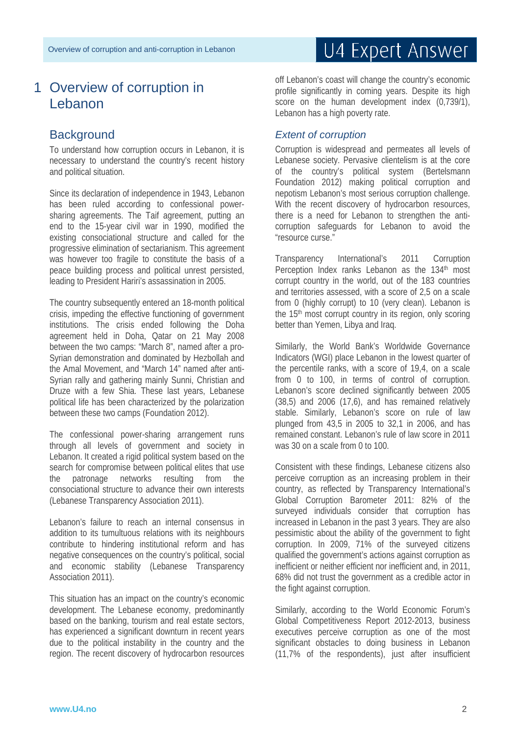# 1 Overview of corruption in Lebanon

## Background

To understand how corruption occurs in Lebanon, it is necessary to understand the country's recent history and political situation.

Since its declaration of independence in 1943, Lebanon has been ruled according to confessional power-sharing agreements. The Taif agreement, putting an end to the 15-year civil war in 1990, modified the existing consociational structure and called for the progressive elimination of sectarianism. This agreement was however too fragile to constitute the basis of a peace building process and political unrest persisted, leading to President Hariri's assassination in 2005.

The country subsequently entered an 18-month political crisis, impeding the effective functioning of government institutions. The crisis ended following the Doha agreement held in Doha, Qatar on 21 May 2008 between the two camps: "March 8", named after a pro-Syrian demonstration and dominated by Hezbollah and the Amal Movement, and "March 14" named after anti-Syrian rally and gathering mainly Sunni, Christian and Druze with a few Shia. These last years, Lebanese political life has been characterized by the polarization between these two camps (Foundation 2012).

The confessional power-sharing arrangement runs through all levels of government and society in Lebanon. It created a rigid political system based on the search for compromise between political elites that use the patronage networks resulting from the consociational structure to advance their own interests (Lebanese Transparency Association 2011).

Lebanon's failure to reach an internal consensus in addition to its tumultuous relations with its neighbours contribute to hindering institutional reform and has negative consequences on the country's political, social and economic stability (Lebanese Transparency Association 2011).

This situation has an impact on the country's economic development. The Lebanese economy, predominantly based on the banking, tourism and real estate sectors, has experienced a significant downturn in recent years due to the political instability in the country and the region. The recent discovery of hydrocarbon resources off Lebanon's coast will change the country's economic profile significantly in coming years. Despite its high score on the human development index (0,739/1), Lebanon has a high poverty rate.

### *Extent of corruption*

Corruption is widespread and permeates all levels of Lebanese society. Pervasive clientelism is at the core of the country's political system (Bertelsmann Foundation 2012) making political corruption and nepotism Lebanon's most serious corruption challenge. With the recent discovery of hydrocarbon resources, there is a need for Lebanon to strengthen the anti-corruption safeguards for Lebanon to avoid the "resource curse."

Transparency International's 2011 Corruption Perception Index ranks Lebanon as the 134th most corrupt country in the world, out of the 183 countries and territories assessed, with a score of 2,5 on a scale from 0 (highly corrupt) to 10 (very clean). Lebanon is the 15th most corrupt country in its region, only scoring better than Yemen, Libya and Iraq.

Similarly, the World Bank's Worldwide Governance Indicators (WGI) place Lebanon in the lowest quarter of the percentile ranks, with a score of 19,4, on a scale from 0 to 100, in terms of control of corruption. Lebanon's score declined significantly between 2005 (38,5) and 2006 (17,6), and has remained relatively stable. Similarly, Lebanon's score on rule of law plunged from 43,5 in 2005 to 32,1 in 2006, and has remained constant. Lebanon's rule of law score in 2011 was 30 on a scale from 0 to 100.

Consistent with these findings, Lebanese citizens also perceive corruption as an increasing problem in their country, as reflected by Transparency International's Global Corruption Barometer 2011: 82% of the surveyed individuals consider that corruption has increased in Lebanon in the past 3 years. They are also pessimistic about the ability of the government to fight corruption. In 2009, 71% of the surveyed citizens qualified the government's actions against corruption as inefficient or neither efficient nor inefficient and, in 2011, 68% did not trust the government as a credible actor in the fight against corruption.

Similarly, according to the World Economic Forum's Global Competitiveness Report 2012-2013, business executives perceive corruption as one of the most significant obstacles to doing business in Lebanon (11,7% of the respondents), just after insufficient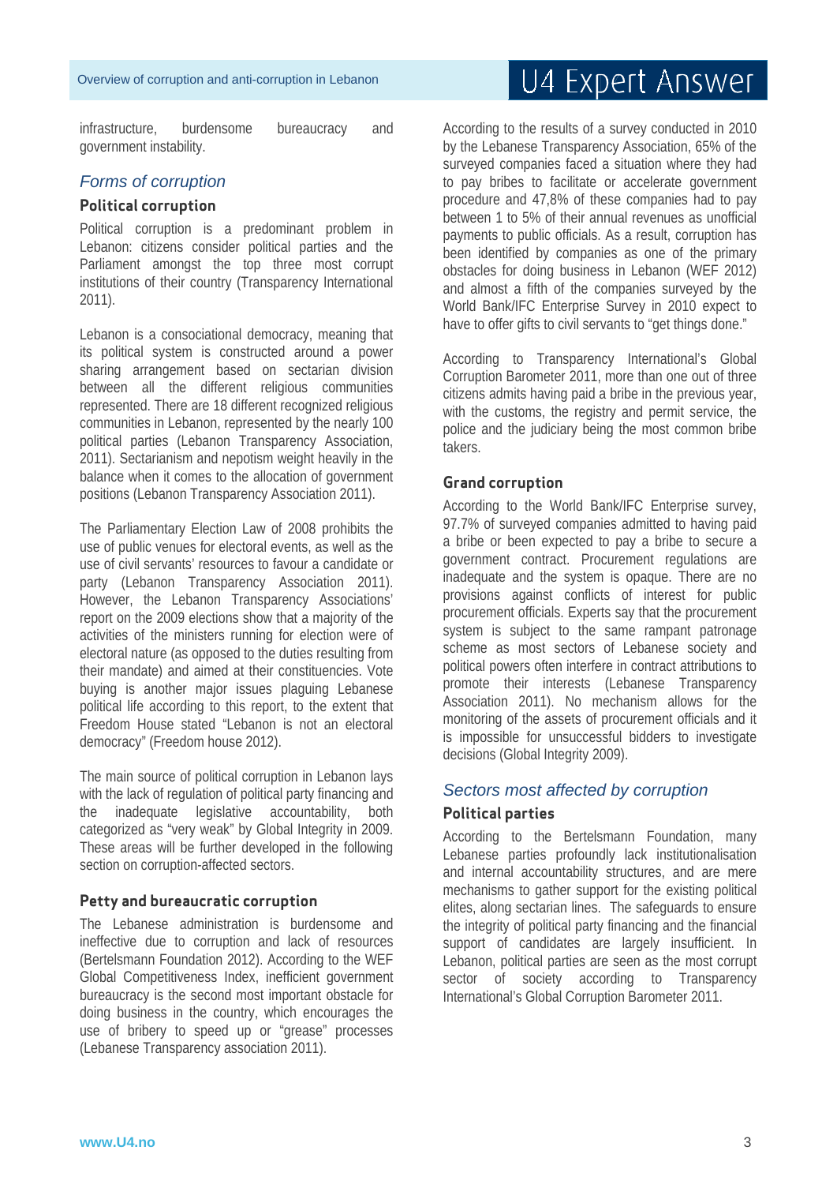infrastructure, burdensome bureaucracy and government instability.

## *Forms of corruption*

### Political corruption

Political corruption is a predominant problem in Lebanon: citizens consider political parties and the Parliament amongst the top three most corrupt institutions of their country (Transparency International 2011).

Lebanon is a consociational democracy, meaning that its political system is constructed around a power sharing arrangement based on sectarian division between all the different religious communities represented. There are 18 different recognized religious communities in Lebanon, represented by the nearly 100 political parties (Lebanon Transparency Association, 2011). Sectarianism and nepotism weight heavily in the balance when it comes to the allocation of government positions (Lebanon Transparency Association 2011).

The Parliamentary Election Law of 2008 prohibits the use of public venues for electoral events, as well as the use of civil servants' resources to favour a candidate or party (Lebanon Transparency Association 2011). However, the Lebanon Transparency Associations' report on the 2009 elections show that a majority of the activities of the ministers running for election were of electoral nature (as opposed to the duties resulting from their mandate) and aimed at their constituencies. Vote buying is another major issues plaguing Lebanese political life according to this report, to the extent that Freedom House stated "Lebanon is not an electoral democracy" (Freedom house 2012).

The main source of political corruption in Lebanon lays with the lack of regulation of political party financing and the inadequate legislative accountability, both categorized as "very weak" by Global Integrity in 2009. These areas will be further developed in the following section on corruption-affected sectors.

### Petty and bureaucratic corruption

The Lebanese administration is burdensome and ineffective due to corruption and lack of resources (Bertelsmann Foundation 2012). According to the WEF Global Competitiveness Index, inefficient government bureaucracy is the second most important obstacle for doing business in the country, which encourages the use of bribery to speed up or "grease" processes (Lebanese Transparency association 2011).

According to the results of a survey conducted in 2010 by the Lebanese Transparency Association, 65% of the surveyed companies faced a situation where they had to pay bribes to facilitate or accelerate government procedure and 47,8% of these companies had to pay between 1 to 5% of their annual revenues as unofficial payments to public officials. As a result, corruption has been identified by companies as one of the primary obstacles for doing business in Lebanon (WEF 2012) and almost a fifth of the companies surveyed by the World Bank/IFC Enterprise Survey in 2010 expect to have to offer gifts to civil servants to "get things done."

According to Transparency International's Global Corruption Barometer 2011, more than one out of three citizens admits having paid a bribe in the previous year, with the customs, the registry and permit service, the police and the judiciary being the most common bribe takers.

### Grand corruption

According to the World Bank/IFC Enterprise survey, 97.7% of surveyed companies admitted to having paid a bribe or been expected to pay a bribe to secure a government contract. Procurement regulations are inadequate and the system is opaque. There are no provisions against conflicts of interest for public procurement officials. Experts say that the procurement system is subject to the same rampant patronage scheme as most sectors of Lebanese society and political powers often interfere in contract attributions to promote their interests (Lebanese Transparency Association 2011). No mechanism allows for the monitoring of the assets of procurement officials and it is impossible for unsuccessful bidders to investigate decisions (Global Integrity 2009).

## *Sectors most affected by corruption*

### Political parties

According to the Bertelsmann Foundation, many Lebanese parties profoundly lack institutionalisation and internal accountability structures, and are mere mechanisms to gather support for the existing political elites, along sectarian lines. The safeguards to ensure the integrity of political party financing and the financial support of candidates are largely insufficient. In Lebanon, political parties are seen as the most corrupt sector of society according to Transparency International's Global Corruption Barometer 2011.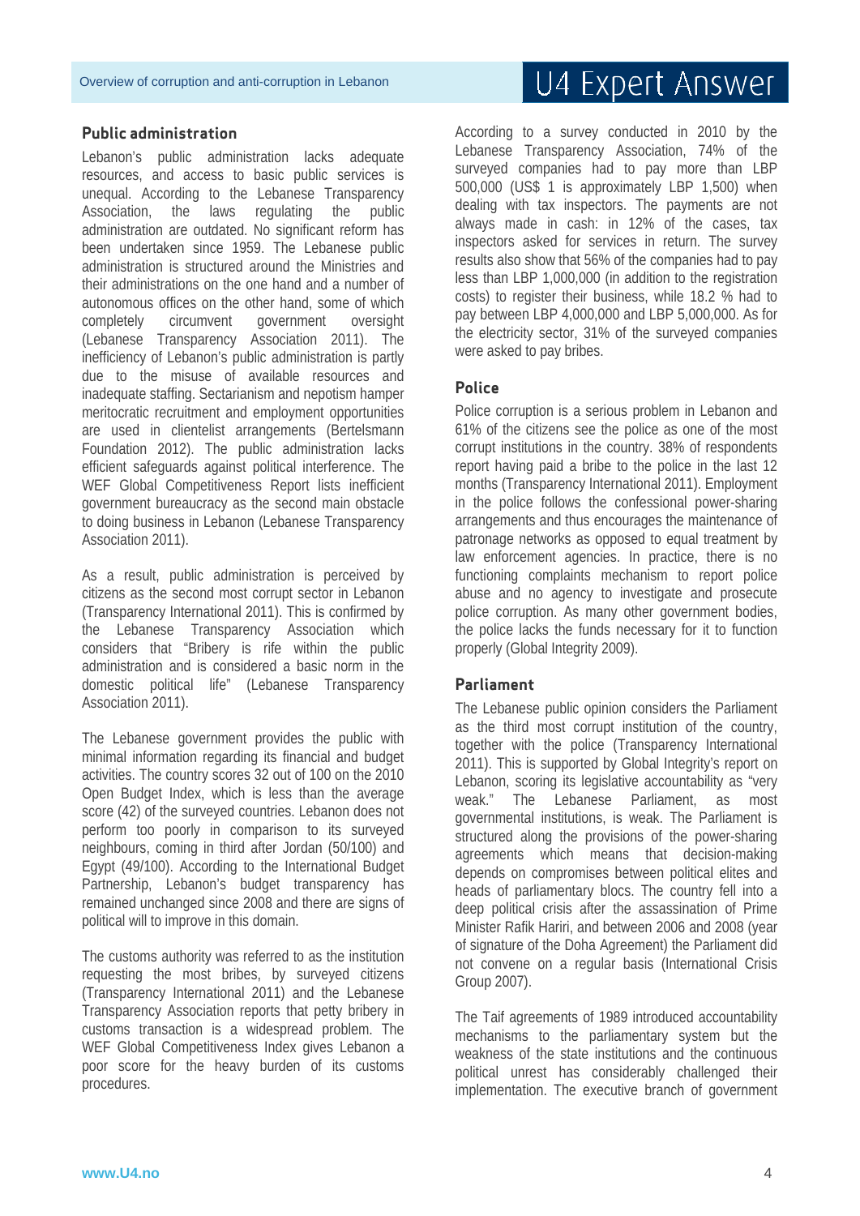## Public administration

Lebanon's public administration lacks adequate resources, and access to basic public services is unequal. According to the Lebanese Transparency Association, the laws regulating the public administration are outdated. No significant reform has been undertaken since 1959. The Lebanese public administration is structured around the Ministries and their administrations on the one hand and a number of autonomous offices on the other hand, some of which completely circumvent government oversight (Lebanese Transparency Association 2011). The inefficiency of Lebanon's public administration is partly due to the misuse of available resources and inadequate staffing. Sectarianism and nepotism hamper meritocratic recruitment and employment opportunities are used in clientelist arrangements (Bertelsmann Foundation 2012). The public administration lacks efficient safeguards against political interference. The WEF Global Competitiveness Report lists inefficient government bureaucracy as the second main obstacle to doing business in Lebanon (Lebanese Transparency Association 2011).

As a result, public administration is perceived by citizens as the second most corrupt sector in Lebanon (Transparency International 2011). This is confirmed by the Lebanese Transparency Association which considers that "Bribery is rife within the public administration and is considered a basic norm in the domestic political life" (Lebanese Transparency Association 2011).

The Lebanese government provides the public with minimal information regarding its financial and budget activities. The country scores 32 out of 100 on the 2010 Open Budget Index, which is less than the average score (42) of the surveyed countries. Lebanon does not perform too poorly in comparison to its surveyed neighbours, coming in third after Jordan (50/100) and Egypt (49/100). According to the International Budget Partnership, Lebanon's budget transparency has remained unchanged since 2008 and there are signs of political will to improve in this domain.

The customs authority was referred to as the institution requesting the most bribes, by surveyed citizens (Transparency International 2011) and the Lebanese Transparency Association reports that petty bribery in customs transaction is a widespread problem. The WEF Global Competitiveness Index gives Lebanon a poor score for the heavy burden of its customs procedures.

According to a survey conducted in 2010 by the Lebanese Transparency Association, 74% of the surveyed companies had to pay more than LBP 500,000 (US$ 1 is approximately LBP 1,500) when dealing with tax inspectors. The payments are not always made in cash: in 12% of the cases, tax inspectors asked for services in return. The survey results also show that 56% of the companies had to pay less than LBP 1,000,000 (in addition to the registration costs) to register their business, while 18.2 % had to pay between LBP 4,000,000 and LBP 5,000,000. As for the electricity sector, 31% of the surveyed companies were asked to pay bribes.

## Police

Police corruption is a serious problem in Lebanon and 61% of the citizens see the police as one of the most corrupt institutions in the country. 38% of respondents report having paid a bribe to the police in the last 12 months (Transparency International 2011). Employment in the police follows the confessional power-sharing arrangements and thus encourages the maintenance of patronage networks as opposed to equal treatment by law enforcement agencies. In practice, there is no functioning complaints mechanism to report police abuse and no agency to investigate and prosecute police corruption. As many other government bodies, the police lacks the funds necessary for it to function properly (Global Integrity 2009).

## Parliament

The Lebanese public opinion considers the Parliament as the third most corrupt institution of the country, together with the police (Transparency International 2011). This is supported by Global Integrity's report on Lebanon, scoring its legislative accountability as "very weak." The Lebanese Parliament, as most governmental institutions, is weak. The Parliament is structured along the provisions of the power-sharing agreements which means that decision-making depends on compromises between political elites and heads of parliamentary blocs. The country fell into a deep political crisis after the assassination of Prime Minister Rafik Hariri, and between 2006 and 2008 (year of signature of the Doha Agreement) the Parliament did not convene on a regular basis (International Crisis Group 2007).

The Taif agreements of 1989 introduced accountability mechanisms to the parliamentary system but the weakness of the state institutions and the continuous political unrest has considerably challenged their implementation. The executive branch of government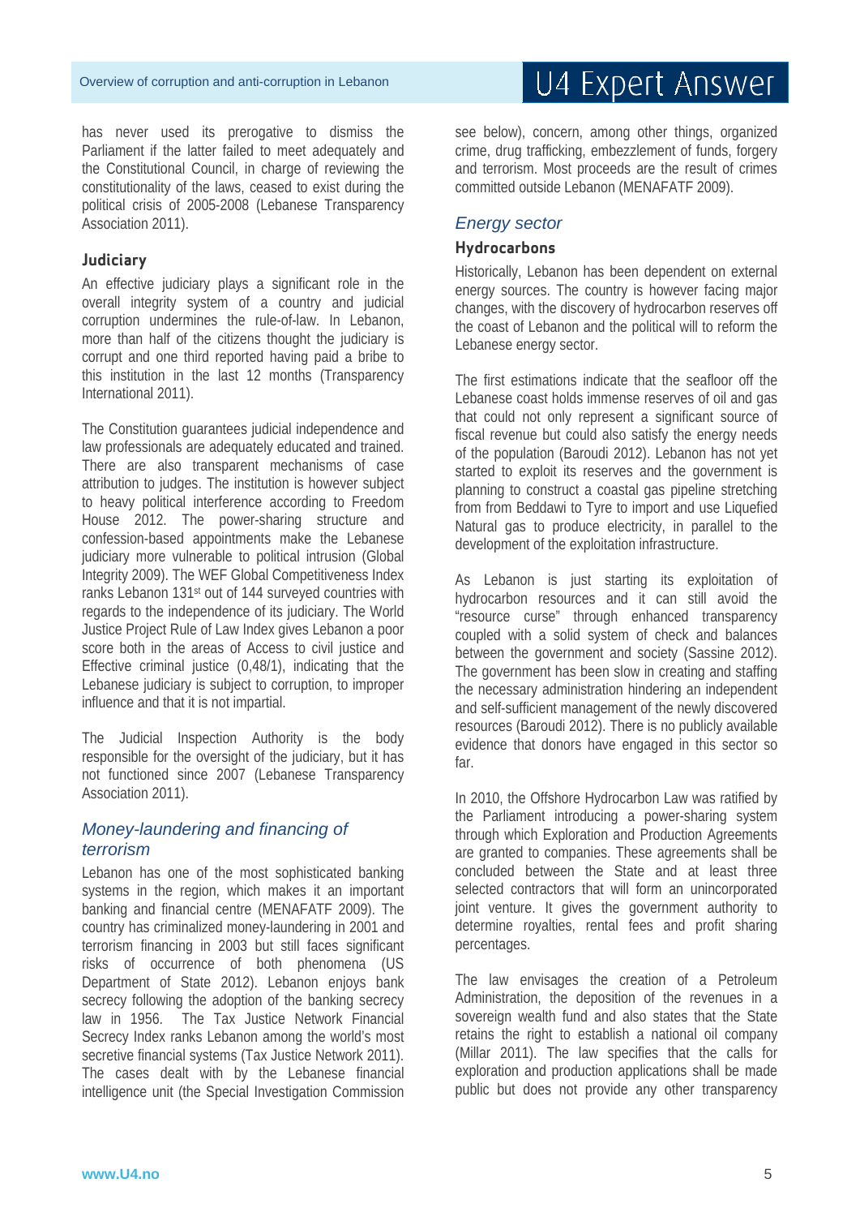has never used its prerogative to dismiss the Parliament if the latter failed to meet adequately and the Constitutional Council, in charge of reviewing the constitutionality of the laws, ceased to exist during the political crisis of 2005-2008 (Lebanese Transparency Association 2011).

### Judiciary

An effective judiciary plays a significant role in the overall integrity system of a country and judicial corruption undermines the rule-of-law. In Lebanon, more than half of the citizens thought the judiciary is corrupt and one third reported having paid a bribe to this institution in the last 12 months (Transparency International 2011).

The Constitution guarantees judicial independence and law professionals are adequately educated and trained. There are also transparent mechanisms of case attribution to judges. The institution is however subject to heavy political interference according to Freedom House 2012. The power-sharing structure and confession-based appointments make the Lebanese judiciary more vulnerable to political intrusion (Global Integrity 2009). The WEF Global Competitiveness Index ranks Lebanon 131st out of 144 surveyed countries with regards to the independence of its judiciary. The World Justice Project Rule of Law Index gives Lebanon a poor score both in the areas of Access to civil justice and Effective criminal justice (0,48/1), indicating that the Lebanese judiciary is subject to corruption, to improper influence and that it is not impartial.

The Judicial Inspection Authority is the body responsible for the oversight of the judiciary, but it has not functioned since 2007 (Lebanese Transparency Association 2011).

## *Money-laundering and financing of terrorism*

Lebanon has one of the most sophisticated banking systems in the region, which makes it an important banking and financial centre (MENAFATF 2009). The country has criminalized money-laundering in 2001 and terrorism financing in 2003 but still faces significant risks of occurrence of both phenomena (US Department of State 2012). Lebanon enjoys bank secrecy following the adoption of the banking secrecy law in 1956. The Tax Justice Network Financial Secrecy Index ranks Lebanon among the world's most secretive financial systems (Tax Justice Network 2011). The cases dealt with by the Lebanese financial intelligence unit (the Special Investigation Commission see below), concern, among other things, organized crime, drug trafficking, embezzlement of funds, forgery and terrorism. Most proceeds are the result of crimes committed outside Lebanon (MENAFATF 2009).

## *Energy sector*

### Hydrocarbons

Historically, Lebanon has been dependent on external energy sources. The country is however facing major changes, with the discovery of hydrocarbon reserves off the coast of Lebanon and the political will to reform the Lebanese energy sector.

The first estimations indicate that the seafloor off the Lebanese coast holds immense reserves of oil and gas that could not only represent a significant source of fiscal revenue but could also satisfy the energy needs of the population (Baroudi 2012). Lebanon has not yet started to exploit its reserves and the government is planning to construct a coastal gas pipeline stretching from from Beddawi to Tyre to import and use Liquefied Natural gas to produce electricity, in parallel to the development of the exploitation infrastructure.

As Lebanon is just starting its exploitation of hydrocarbon resources and it can still avoid the "resource curse" through enhanced transparency coupled with a solid system of check and balances between the government and society (Sassine 2012). The government has been slow in creating and staffing the necessary administration hindering an independent and self-sufficient management of the newly discovered resources (Baroudi 2012). There is no publicly available evidence that donors have engaged in this sector so far.

In 2010, the Offshore Hydrocarbon Law was ratified by the Parliament introducing a power-sharing system through which Exploration and Production Agreements are granted to companies. These agreements shall be concluded between the State and at least three selected contractors that will form an unincorporated joint venture. It gives the government authority to determine royalties, rental fees and profit sharing percentages.

The law envisages the creation of a Petroleum Administration, the deposition of the revenues in a sovereign wealth fund and also states that the State retains the right to establish a national oil company (Millar 2011). The law specifies that the calls for exploration and production applications shall be made public but does not provide any other transparency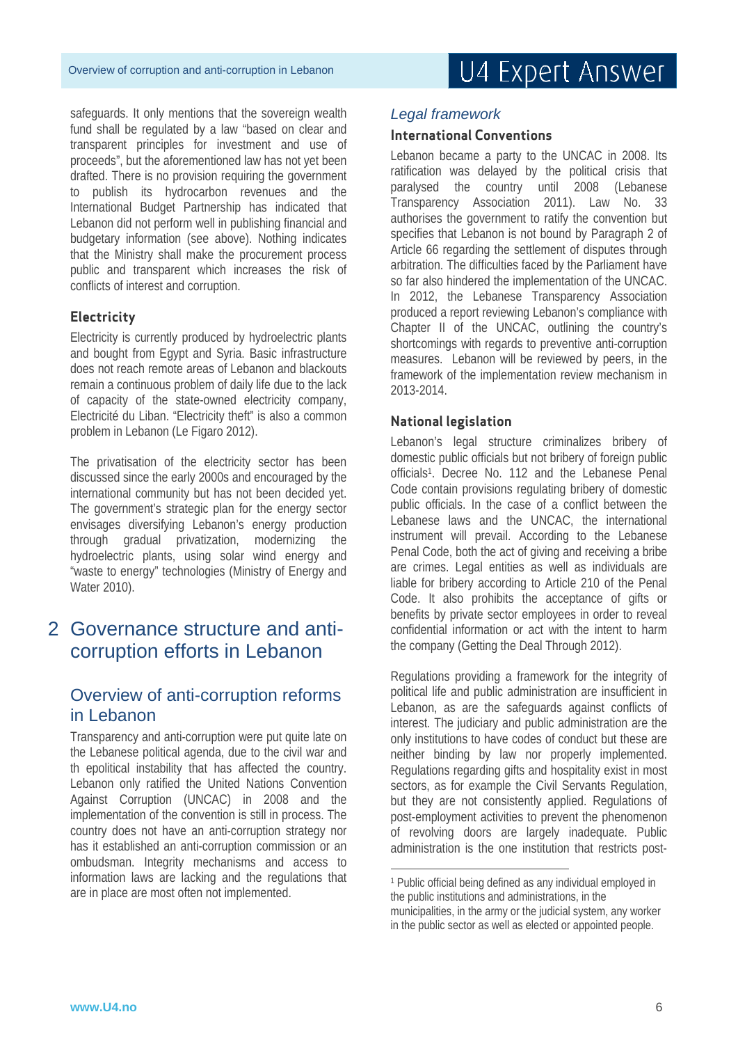safeguards. It only mentions that the sovereign wealth fund shall be regulated by a law "based on clear and transparent principles for investment and use of proceeds", but the aforementioned law has not yet been drafted. There is no provision requiring the government to publish its hydrocarbon revenues and the International Budget Partnership has indicated that Lebanon did not perform well in publishing financial and budgetary information (see above). Nothing indicates that the Ministry shall make the procurement process public and transparent which increases the risk of conflicts of interest and corruption.

### Electricity

Electricity is currently produced by hydroelectric plants and bought from Egypt and Syria. Basic infrastructure does not reach remote areas of Lebanon and blackouts remain a continuous problem of daily life due to the lack of capacity of the state-owned electricity company, Electricité du Liban. "Electricity theft" is also a common problem in Lebanon (Le Figaro 2012).

The privatisation of the electricity sector has been discussed since the early 2000s and encouraged by the international community but has not been decided yet. The government's strategic plan for the energy sector envisages diversifying Lebanon's energy production through gradual privatization, modernizing the hydroelectric plants, using solar wind energy and "waste to energy" technologies (Ministry of Energy and Water 2010).

# 2 Governance structure and anti-corruption efforts in Lebanon

## Overview of anti-corruption reforms in Lebanon

Transparency and anti-corruption were put quite late on the Lebanese political agenda, due to the civil war and th epolitical instability that has affected the country. Lebanon only ratified the United Nations Convention Against Corruption (UNCAC) in 2008 and the implementation of the convention is still in process. The country does not have an anti-corruption strategy nor has it established an anti-corruption commission or an ombudsman. Integrity mechanisms and access to information laws are lacking and the regulations that are in place are most often not implemented.

## *Legal framework*

### International Conventions

Lebanon became a party to the UNCAC in 2008. Its ratification was delayed by the political crisis that paralysed the country until 2008 (Lebanese Transparency Association 2011). Law No. 33 authorises the government to ratify the convention but specifies that Lebanon is not bound by Paragraph 2 of Article 66 regarding the settlement of disputes through arbitration. The difficulties faced by the Parliament have so far also hindered the implementation of the UNCAC. In 2012, the Lebanese Transparency Association produced a report reviewing Lebanon's compliance with Chapter II of the UNCAC, outlining the country's shortcomings with regards to preventive anti-corruption measures. Lebanon will be reviewed by peers, in the framework of the implementation review mechanism in 2013-2014.

### National legislation

Lebanon's legal structure criminalizes bribery of domestic public officials but not bribery of foreign public officials[1]. Decree No. 112 and the Lebanese Penal Code contain provisions regulating bribery of domestic public officials. In the case of a conflict between the Lebanese laws and the UNCAC, the international instrument will prevail. According to the Lebanese Penal Code, both the act of giving and receiving a bribe are crimes. Legal entities as well as individuals are liable for bribery according to Article 210 of the Penal Code. It also prohibits the acceptance of gifts or benefits by private sector employees in order to reveal confidential information or act with the intent to harm the company (Getting the Deal Through 2012).

Regulations providing a framework for the integrity of political life and public administration are insufficient in Lebanon, as are the safeguards against conflicts of interest. The judiciary and public administration are the only institutions to have codes of conduct but these are neither binding by law nor properly implemented. Regulations regarding gifts and hospitality exist in most sectors, as for example the Civil Servants Regulation, but they are not consistently applied. Regulations of post-employment activities to prevent the phenomenon of revolving doors are largely inadequate. Public administration is the one institution that restricts post-

---

[1] Public official being defined as any individual employed in the public institutions and administrations, in the municipalities, in the army or the judicial system, any worker in the public sector as well as elected or appointed people.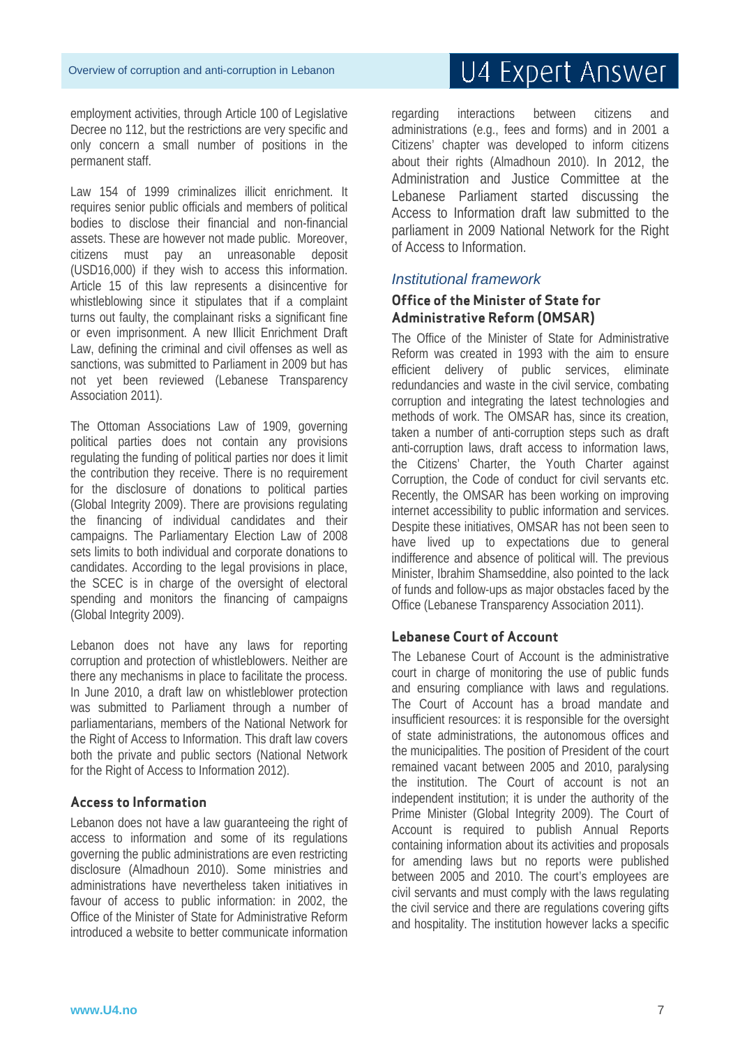employment activities, through Article 100 of Legislative Decree no 112, but the restrictions are very specific and only concern a small number of positions in the permanent staff.

Law 154 of 1999 criminalizes illicit enrichment. It requires senior public officials and members of political bodies to disclose their financial and non-financial assets. These are however not made public. Moreover, citizens must pay an unreasonable deposit (USD16,000) if they wish to access this information. Article 15 of this law represents a disincentive for whistleblowing since it stipulates that if a complaint turns out faulty, the complainant risks a significant fine or even imprisonment. A new Illicit Enrichment Draft Law, defining the criminal and civil offenses as well as sanctions, was submitted to Parliament in 2009 but has not yet been reviewed (Lebanese Transparency Association 2011).

The Ottoman Associations Law of 1909, governing political parties does not contain any provisions regulating the funding of political parties nor does it limit the contribution they receive. There is no requirement for the disclosure of donations to political parties (Global Integrity 2009). There are provisions regulating the financing of individual candidates and their campaigns. The Parliamentary Election Law of 2008 sets limits to both individual and corporate donations to candidates. According to the legal provisions in place, the SCEC is in charge of the oversight of electoral spending and monitors the financing of campaigns (Global Integrity 2009).

Lebanon does not have any laws for reporting corruption and protection of whistleblowers. Neither are there any mechanisms in place to facilitate the process. In June 2010, a draft law on whistleblower protection was submitted to Parliament through a number of parliamentarians, members of the National Network for the Right of Access to Information. This draft law covers both the private and public sectors (National Network for the Right of Access to Information 2012).

### Access to Information

Lebanon does not have a law guaranteeing the right of access to information and some of its regulations governing the public administrations are even restricting disclosure (Almadhoun 2010). Some ministries and administrations have nevertheless taken initiatives in favour of access to public information: in 2002, the Office of the Minister of State for Administrative Reform introduced a website to better communicate information regarding interactions between citizens and administrations (e.g., fees and forms) and in 2001 a Citizens' chapter was developed to inform citizens about their rights (Almadhoun 2010). In 2012, the Administration and Justice Committee at the Lebanese Parliament started discussing the Access to Information draft law submitted to the parliament in 2009 National Network for the Right of Access to Information.

## *Institutional framework*

### Office of the Minister of State for Administrative Reform (OMSAR)

The Office of the Minister of State for Administrative Reform was created in 1993 with the aim to ensure efficient delivery of public services, eliminate redundancies and waste in the civil service, combating corruption and integrating the latest technologies and methods of work. The OMSAR has, since its creation, taken a number of anti-corruption steps such as draft anti-corruption laws, draft access to information laws, the Citizens' Charter, the Youth Charter against Corruption, the Code of conduct for civil servants etc. Recently, the OMSAR has been working on improving internet accessibility to public information and services. Despite these initiatives, OMSAR has not been seen to have lived up to expectations due to general indifference and absence of political will. The previous Minister, Ibrahim Shamseddine, also pointed to the lack of funds and follow-ups as major obstacles faced by the Office (Lebanese Transparency Association 2011).

### Lebanese Court of Account

The Lebanese Court of Account is the administrative court in charge of monitoring the use of public funds and ensuring compliance with laws and regulations. The Court of Account has a broad mandate and insufficient resources: it is responsible for the oversight of state administrations, the autonomous offices and the municipalities. The position of President of the court remained vacant between 2005 and 2010, paralysing the institution. The Court of account is not an independent institution; it is under the authority of the Prime Minister (Global Integrity 2009). The Court of Account is required to publish Annual Reports containing information about its activities and proposals for amending laws but no reports were published between 2005 and 2010. The court's employees are civil servants and must comply with the laws regulating the civil service and there are regulations covering gifts and hospitality. The institution however lacks a specific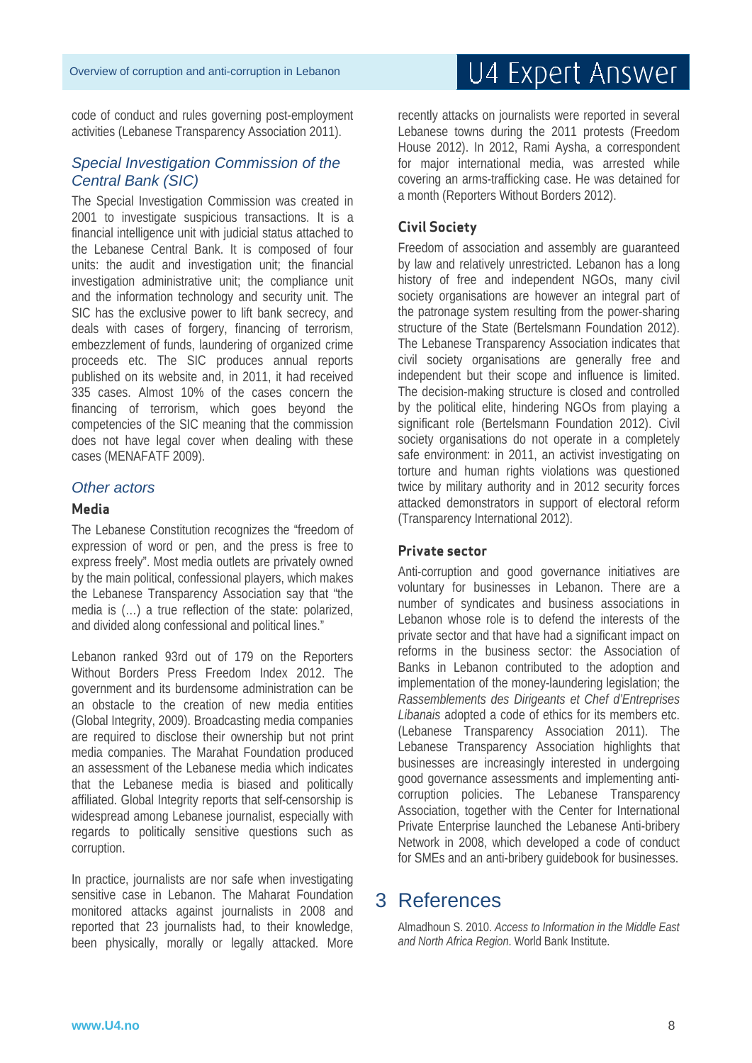code of conduct and rules governing post-employment activities (Lebanese Transparency Association 2011).

### *Special Investigation Commission of the Central Bank (SIC)*

The Special Investigation Commission was created in 2001 to investigate suspicious transactions. It is a financial intelligence unit with judicial status attached to the Lebanese Central Bank. It is composed of four units: the audit and investigation unit; the financial investigation administrative unit; the compliance unit and the information technology and security unit. The SIC has the exclusive power to lift bank secrecy, and deals with cases of forgery, financing of terrorism, embezzlement of funds, laundering of organized crime proceeds etc. The SIC produces annual reports published on its website and, in 2011, it had received 335 cases. Almost 10% of the cases concern the financing of terrorism, which goes beyond the competencies of the SIC meaning that the commission does not have legal cover when dealing with these cases (MENAFATF 2009).

### *Other actors*

#### Media

The Lebanese Constitution recognizes the "freedom of expression of word or pen, and the press is free to express freely". Most media outlets are privately owned by the main political, confessional players, which makes the Lebanese Transparency Association say that "the media is (…) a true reflection of the state: polarized, and divided along confessional and political lines."

Lebanon ranked 93rd out of 179 on the Reporters Without Borders Press Freedom Index 2012. The government and its burdensome administration can be an obstacle to the creation of new media entities (Global Integrity, 2009). Broadcasting media companies are required to disclose their ownership but not print media companies. The Marahat Foundation produced an assessment of the Lebanese media which indicates that the Lebanese media is biased and politically affiliated. Global Integrity reports that self-censorship is widespread among Lebanese journalist, especially with regards to politically sensitive questions such as corruption.

In practice, journalists are nor safe when investigating sensitive case in Lebanon. The Maharat Foundation monitored attacks against journalists in 2008 and reported that 23 journalists had, to their knowledge, been physically, morally or legally attacked. More recently attacks on journalists were reported in several Lebanese towns during the 2011 protests (Freedom House 2012). In 2012, Rami Aysha, a correspondent for major international media, was arrested while covering an arms-trafficking case. He was detained for a month (Reporters Without Borders 2012).

#### Civil Society

Freedom of association and assembly are guaranteed by law and relatively unrestricted. Lebanon has a long history of free and independent NGOs, many civil society organisations are however an integral part of the patronage system resulting from the power-sharing structure of the State (Bertelsmann Foundation 2012). The Lebanese Transparency Association indicates that civil society organisations are generally free and independent but their scope and influence is limited. The decision-making structure is closed and controlled by the political elite, hindering NGOs from playing a significant role (Bertelsmann Foundation 2012). Civil society organisations do not operate in a completely safe environment: in 2011, an activist investigating on torture and human rights violations was questioned twice by military authority and in 2012 security forces attacked demonstrators in support of electoral reform (Transparency International 2012).

#### Private sector

Anti-corruption and good governance initiatives are voluntary for businesses in Lebanon. There are a number of syndicates and business associations in Lebanon whose role is to defend the interests of the private sector and that have had a significant impact on reforms in the business sector: the Association of Banks in Lebanon contributed to the adoption and implementation of the money-laundering legislation; the *Rassemblements des Dirigeants et Chef d'Entreprises Libanais* adopted a code of ethics for its members etc. (Lebanese Transparency Association 2011). The Lebanese Transparency Association highlights that businesses are increasingly interested in undergoing good governance assessments and implementing anti-corruption policies. The Lebanese Transparency Association, together with the Center for International Private Enterprise launched the Lebanese Anti-bribery Network in 2008, which developed a code of conduct for SMEs and an anti-bribery guidebook for businesses.

## 3 References

Almadhoun S. 2010. *Access to Information in the Middle East and North Africa Region*. World Bank Institute.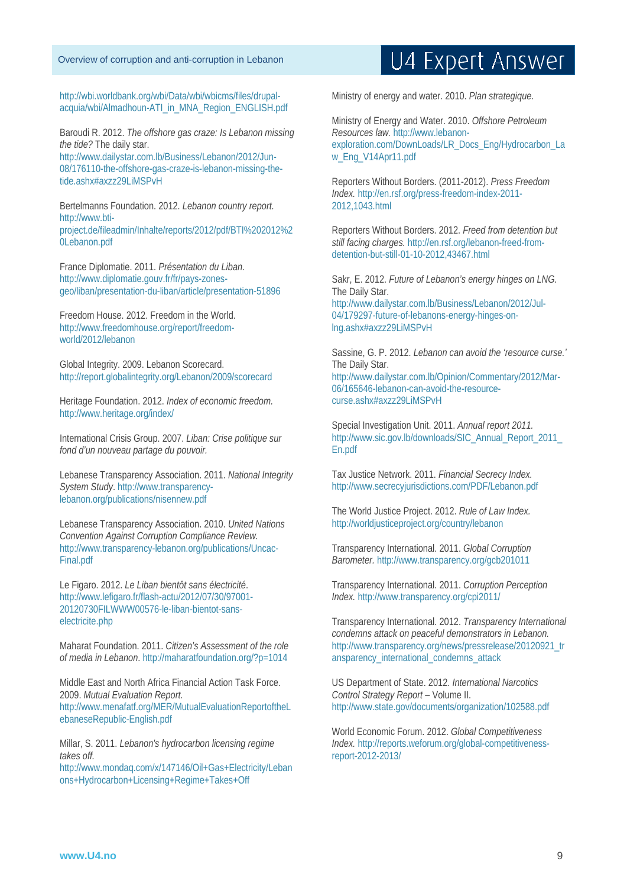http://wbi.worldbank.org/wbi/Data/wbi/wbicms/files/drupal-acquia/wbi/Almadhoun-ATI_in_MNA_Region_ENGLISH.pdf

Baroudi R. 2012. *The offshore gas craze: Is Lebanon missing the tide?* The daily star. http://www.dailystar.com.lb/Business/Lebanon/2012/Jun-08/176110-the-offshore-gas-craze-is-lebanon-missing-the-tide.ashx#axzz29LiMSPvH

Bertelmanns Foundation. 2012. *Lebanon country report.* http://www.bti-project.de/fileadmin/Inhalte/reports/2012/pdf/BTI%202012%20Lebanon.pdf

France Diplomatie. 2011. *Présentation du Liban.* http://www.diplomatie.gouv.fr/fr/pays-zones-geo/liban/presentation-du-liban/article/presentation-51896

Freedom House. 2012. Freedom in the World. http://www.freedomhouse.org/report/freedom-world/2012/lebanon

Global Integrity. 2009. Lebanon Scorecard. http://report.globalintegrity.org/Lebanon/2009/scorecard

Heritage Foundation. 2012. *Index of economic freedom.* http://www.heritage.org/index/

International Crisis Group. 2007. *Liban: Crise politique sur fond d'un nouveau partage du pouvoir.*

Lebanese Transparency Association. 2011. *National Integrity System Study*. http://www.transparency-lebanon.org/publications/nisennew.pdf

Lebanese Transparency Association. 2010. *United Nations Convention Against Corruption Compliance Review.* http://www.transparency-lebanon.org/publications/Uncac-Final.pdf

Le Figaro. 2012. *Le Liban bientôt sans électricité*. http://www.lefigaro.fr/flash-actu/2012/07/30/97001-20120730FILWWW00576-le-liban-bientot-sans-electricite.php

Maharat Foundation. 2011. *Citizen's Assessment of the role of media in Lebanon*. http://maharatfoundation.org/?p=1014

Middle East and North Africa Financial Action Task Force. 2009. *Mutual Evaluation Report.* http://www.menafatf.org/MER/MutualEvaluationReportoftheLebaneseRepublic-English.pdf

Millar, S. 2011. *Lebanon's hydrocarbon licensing regime takes off.* http://www.mondaq.com/x/147146/Oil+Gas+Electricity/Lebanons+Hydrocarbon+Licensing+Regime+Takes+Off

Ministry of energy and water. 2010. *Plan strategique.*

Ministry of Energy and Water. 2010. *Offshore Petroleum Resources law.* http://www.lebanon-exploration.com/DownLoads/LR_Docs_Eng/Hydrocarbon_Law_Eng_V14Apr11.pdf

Reporters Without Borders. (2011-2012). *Press Freedom Index.* http://en.rsf.org/press-freedom-index-2011-2012,1043.html

Reporters Without Borders. 2012. *Freed from detention but still facing charges.* http://en.rsf.org/lebanon-freed-from-detention-but-still-01-10-2012,43467.html

Sakr, E. 2012. *Future of Lebanon's energy hinges on LNG.* The Daily Star. http://www.dailystar.com.lb/Business/Lebanon/2012/Jul-04/179297-future-of-lebanons-energy-hinges-on-lng.ashx#axzz29LiMSPvH

Sassine, G. P. 2012. *Lebanon can avoid the 'resource curse.'* The Daily Star. http://www.dailystar.com.lb/Opinion/Commentary/2012/Mar-06/165646-lebanon-can-avoid-the-resource-curse.ashx#axzz29LiMSPvH

Special Investigation Unit. 2011. *Annual report 2011.* http://www.sic.gov.lb/downloads/SIC_Annual_Report_2011_En.pdf

Tax Justice Network. 2011. *Financial Secrecy Index.* http://www.secrecyjurisdictions.com/PDF/Lebanon.pdf

The World Justice Project. 2012. *Rule of Law Index.* http://worldjusticeproject.org/country/lebanon

Transparency International. 2011. *Global Corruption Barometer.* http://www.transparency.org/gcb201011

Transparency International. 2011. *Corruption Perception Index.* http://www.transparency.org/cpi2011/

Transparency International. 2012. *Transparency International condemns attack on peaceful demonstrators in Lebanon.* http://www.transparency.org/news/pressrelease/20120921_transparency_international_condemns_attack

US Department of State. 2012. *International Narcotics Control Strategy Report* – Volume II. http://www.state.gov/documents/organization/102588.pdf

World Economic Forum. 2012. *Global Competitiveness Index.* http://reports.weforum.org/global-competitiveness-report-2012-2013/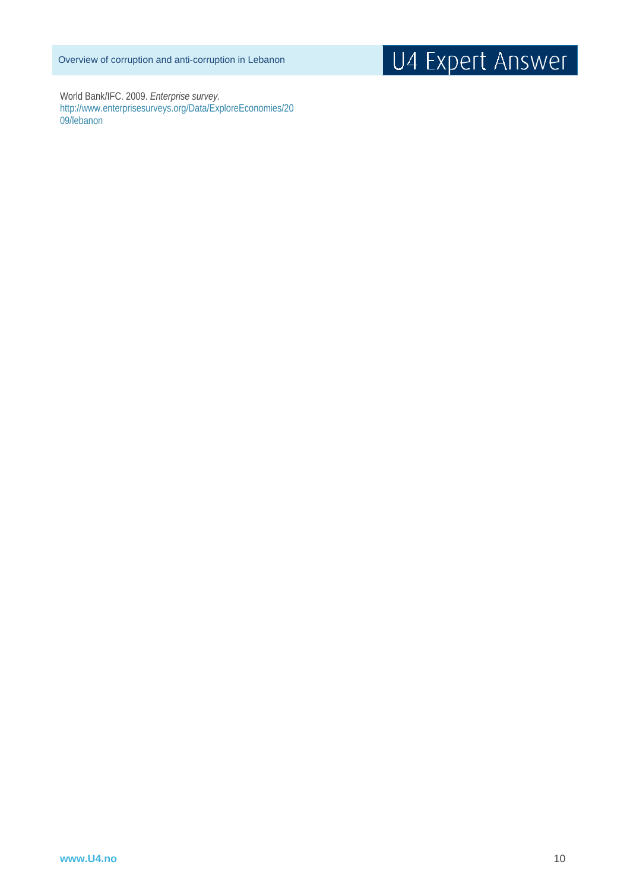World Bank/IFC. 2009. *Enterprise survey.* http://www.enterprisesurveys.org/Data/ExploreEconomies/2009/lebanon